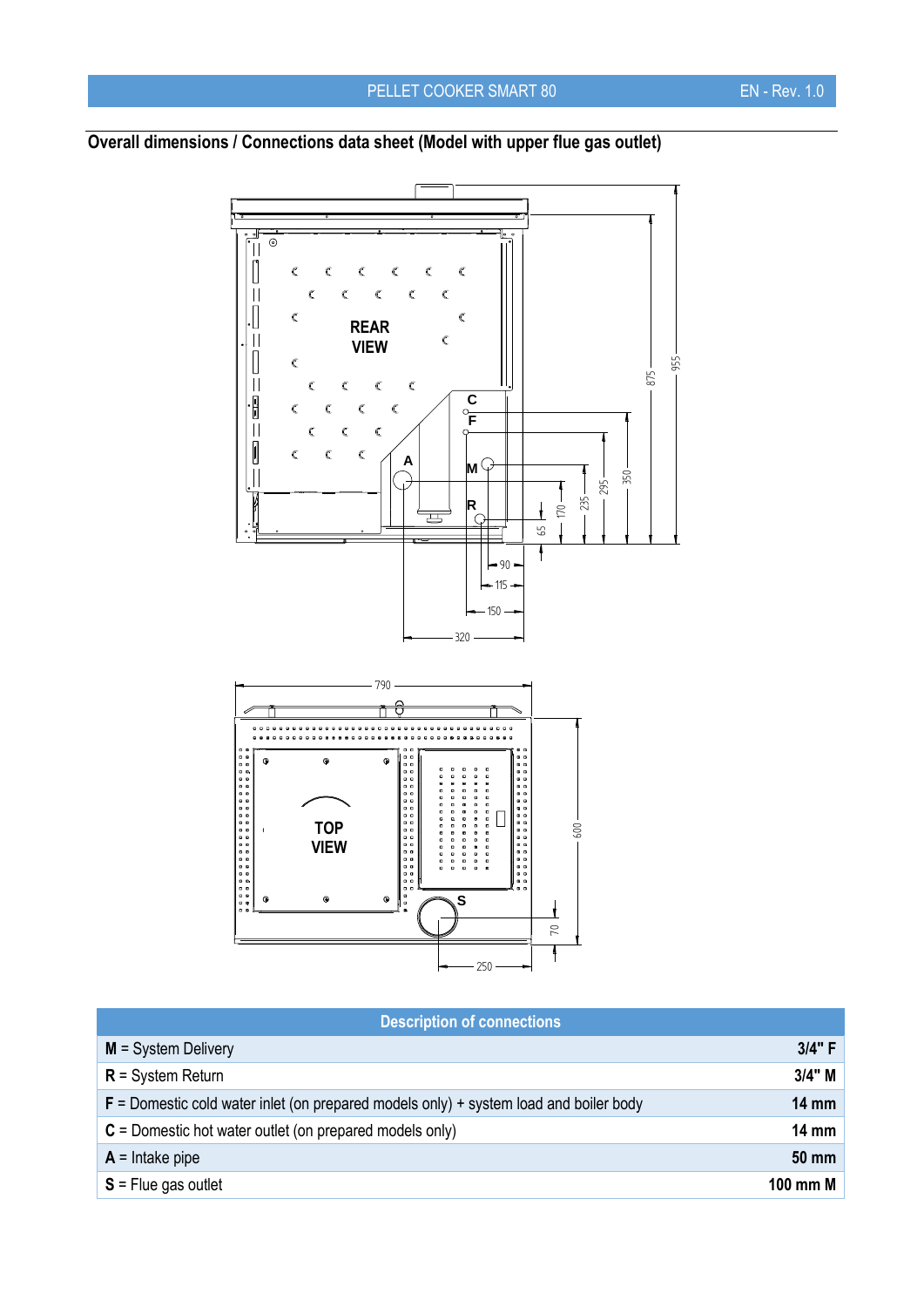## Overall dimensions / Connections data sheet (Model with upper flue gas outlet)

| Description of connections | |
|---|---|
| **M** = System Delivery | **3/4" F** |
| **R** = System Return | **3/4" M** |
| **F** = Domestic cold water inlet (on prepared models only) + system load and boiler body | **14 mm** |
| **C** = Domestic hot water outlet (on prepared models only) | **14 mm** |
| **A** = Intake pipe | **50 mm** |
| **S** = Flue gas outlet | **100 mm M** |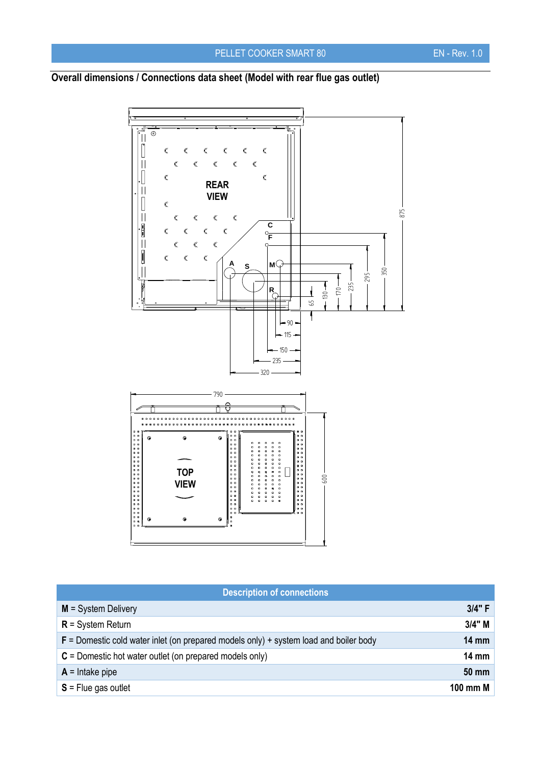## Overall dimensions / Connections data sheet (Model with rear flue gas outlet)

REAR VIEW

C
F
M
A
S
R

875
350
295
235
170
130
65
90
115
150
235
320

790

TOP VIEW

600

| Description of connections | |
|---|---|
| **M** = System Delivery | **3/4" F** |
| **R** = System Return | **3/4" M** |
| **F** = Domestic cold water inlet (on prepared models only) + system load and boiler body | **14 mm** |
| **C** = Domestic hot water outlet (on prepared models only) | **14 mm** |
| **A** = Intake pipe | **50 mm** |
| **S** = Flue gas outlet | **100 mm M** |